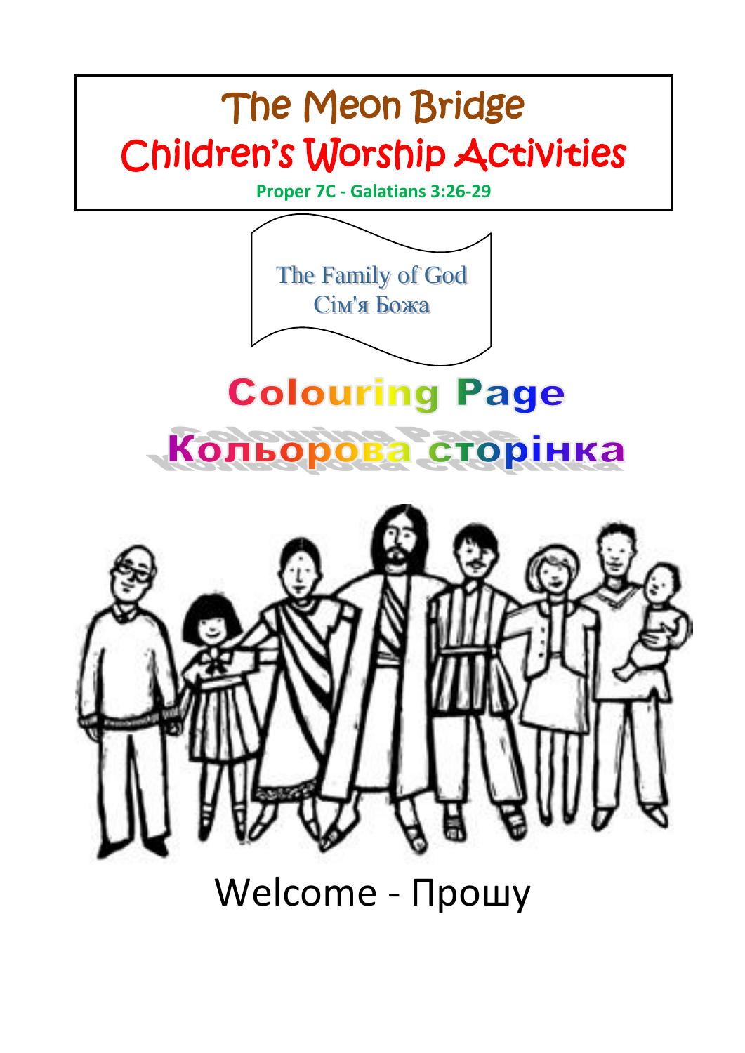# The Meon Bridge
# Children's Worship Activities

**Proper 7C - Galatians 3:26-29**

The Family of God
Сім'я Божа

## Colouring Page
## Кольорова сторінка

Welcome - Прошу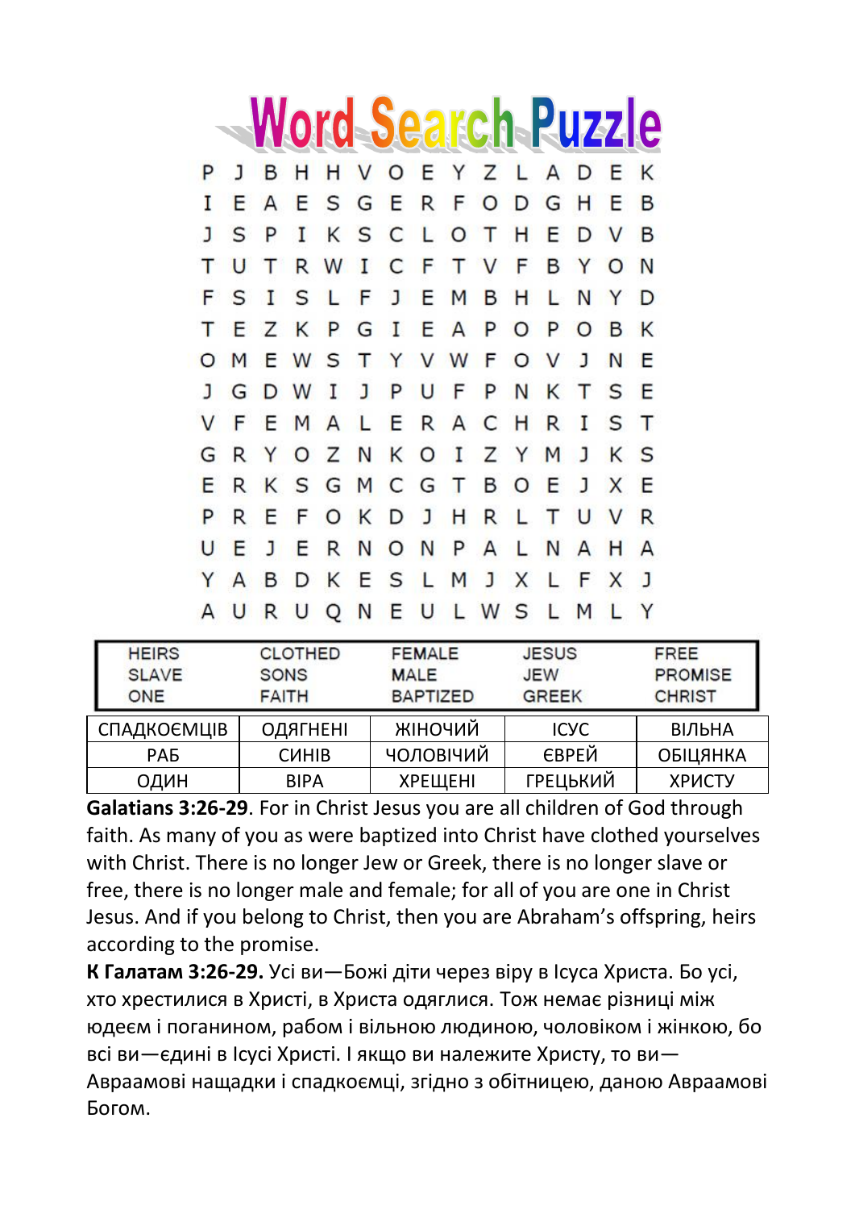# Word Search Puzzle

```
P J B H H V O E Y Z L A D E K
I E A E S G E R F O D G H E B
J S P I K S C L O T H E D V B
T U T R W I C F T V F B Y O N
F S I S L F J E M B H L N Y D
T E Z K P G I E A P O P O B K
O M E W S T Y V W F O V J N E
J G D W I J P U F P N K T S E
V F E M A L E R A C H R I S T
G R Y O Z N K O I Z Y M J K S
E R K S G M C G T B O E J X E
P R E F O K D J H R L T U V R
U E J E R N O N P A L N A H A
Y A B D K E S L M J X L F X J
A U R U Q N E U L W S L M L Y
```

| | | | | |
|---|---|---|---|---|
| HEIRS | CLOTHED | FEMALE | JESUS | FREE |
| SLAVE | SONS | MALE | JEW | PROMISE |
| ONE | FAITH | BAPTIZED | GREEK | CHRIST |

| | | | | |
|---|---|---|---|---|
| СПАДКОЄМЦІВ | ОДЯГНЕНІ | ЖІНОЧИЙ | ІСУС | ВІЛЬНА |
| РАБ | СИНІВ | ЧОЛОВІЧИЙ | ЄВРЕЙ | ОБІЦЯНКА |
| ОДИН | ВІРА | ХРЕЩЕНІ | ГРЕЦЬКИЙ | ХРИСТУ |

**Galatians 3:26-29**. For in Christ Jesus you are all children of God through faith. As many of you as were baptized into Christ have clothed yourselves with Christ. There is no longer Jew or Greek, there is no longer slave or free, there is no longer male and female; for all of you are one in Christ Jesus. And if you belong to Christ, then you are Abraham's offspring, heirs according to the promise.

**К Галатам 3:26-29.** Усі ви—Божі діти через віру в Ісуса Христа. Бо усі, хто хрестилися в Христі, в Христа одяглися. Тож немає різниці між юдеєм і поганином, рабом і вільною людиною, чоловіком і жінкою, бо всі ви—єдині в Ісусі Христі. І якщо ви належите Христу, то ви—Авраамові нащадки і спадкоємці, згідно з обітницею, даною Авраамові Богом.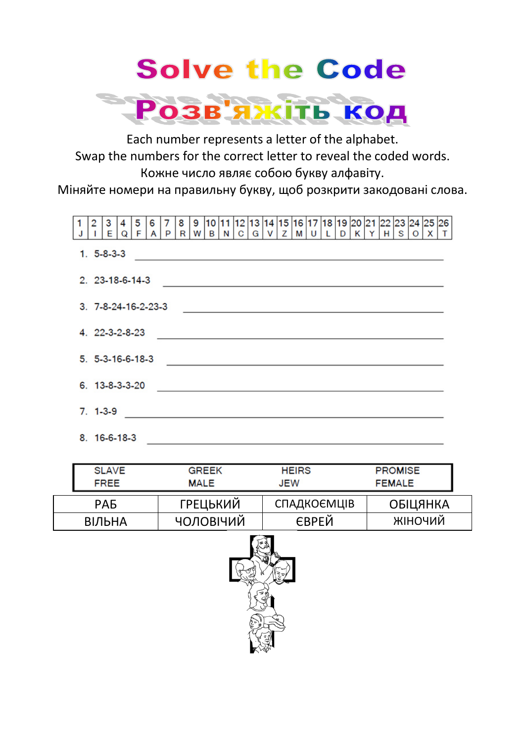# Solve the Code

# Розв'яжіть код

Each number represents a letter of the alphabet.
Swap the numbers for the correct letter to reveal the coded words.
Кожне число являє собою букву алфавіту.
Міняйте номери на правильну букву, щоб розкрити закодовані слова.

| 1 | 2 | 3 | 4 | 5 | 6 | 7 | 8 | 9 | 10 | 11 | 12 | 13 | 14 | 15 | 16 | 17 | 18 | 19 | 20 | 21 | 22 | 23 | 24 | 25 | 26 |
|---|---|---|---|---|---|---|---|---|---|---|---|---|---|---|---|---|---|---|---|---|---|---|---|---|---|
| J | I | E | Q | F | A | P | R | W | B | N | C | G | V | Z | M | U | L | D | K | Y | H | S | O | X | T |

1. 5-8-3-3 ____________________
2. 23-18-6-14-3 ____________________
3. 7-8-24-16-2-23-3 ____________________
4. 22-3-2-8-23 ____________________
5. 5-3-16-6-18-3 ____________________
6. 13-8-3-3-20 ____________________
7. 1-3-9 ____________________
8. 16-6-18-3 ____________________

| SLAVE | GREEK | HEIRS | PROMISE |
|---|---|---|---|
| FREE | MALE | JEW | FEMALE |

| РАБ | ГРЕЦЬКИЙ | СПАДКОЄМЦІВ | ОБІЦЯНКА |
|---|---|---|---|
| ВІЛЬНА | ЧОЛОВІЧИЙ | ЄВРЕЙ | ЖІНОЧИЙ |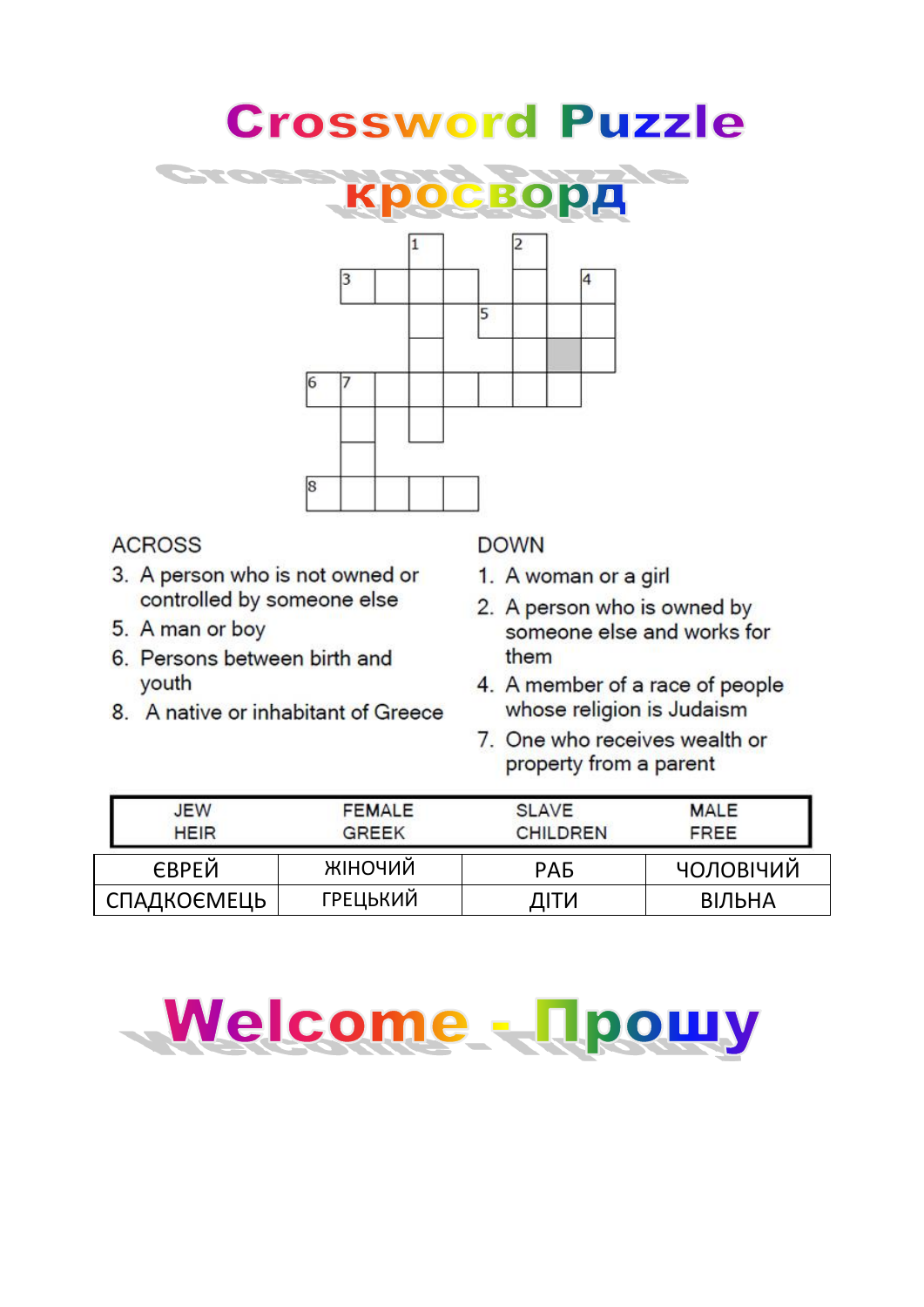# Crossword Puzzle

# кросворд

ACROSS

3. A person who is not owned or controlled by someone else
5. A man or boy
6. Persons between birth and youth
8. A native or inhabitant of Greece

DOWN

1. A woman or a girl
2. A person who is owned by someone else and works for them
4. A member of a race of people whose religion is Judaism
7. One who receives wealth or property from a parent

| | | | |
|---|---|---|---|
| JEW | FEMALE | SLAVE | MALE |
| HEIR | GREEK | CHILDREN | FREE |

| | | | |
|---|---|---|---|
| ЄВРЕЙ | ЖІНОЧИЙ | РАБ | ЧОЛОВІЧИЙ |
| СПАДКОЄМЕЦЬ | ГРЕЦЬКИЙ | ДІТИ | ВІЛЬНА |

# Welcome - Прошу